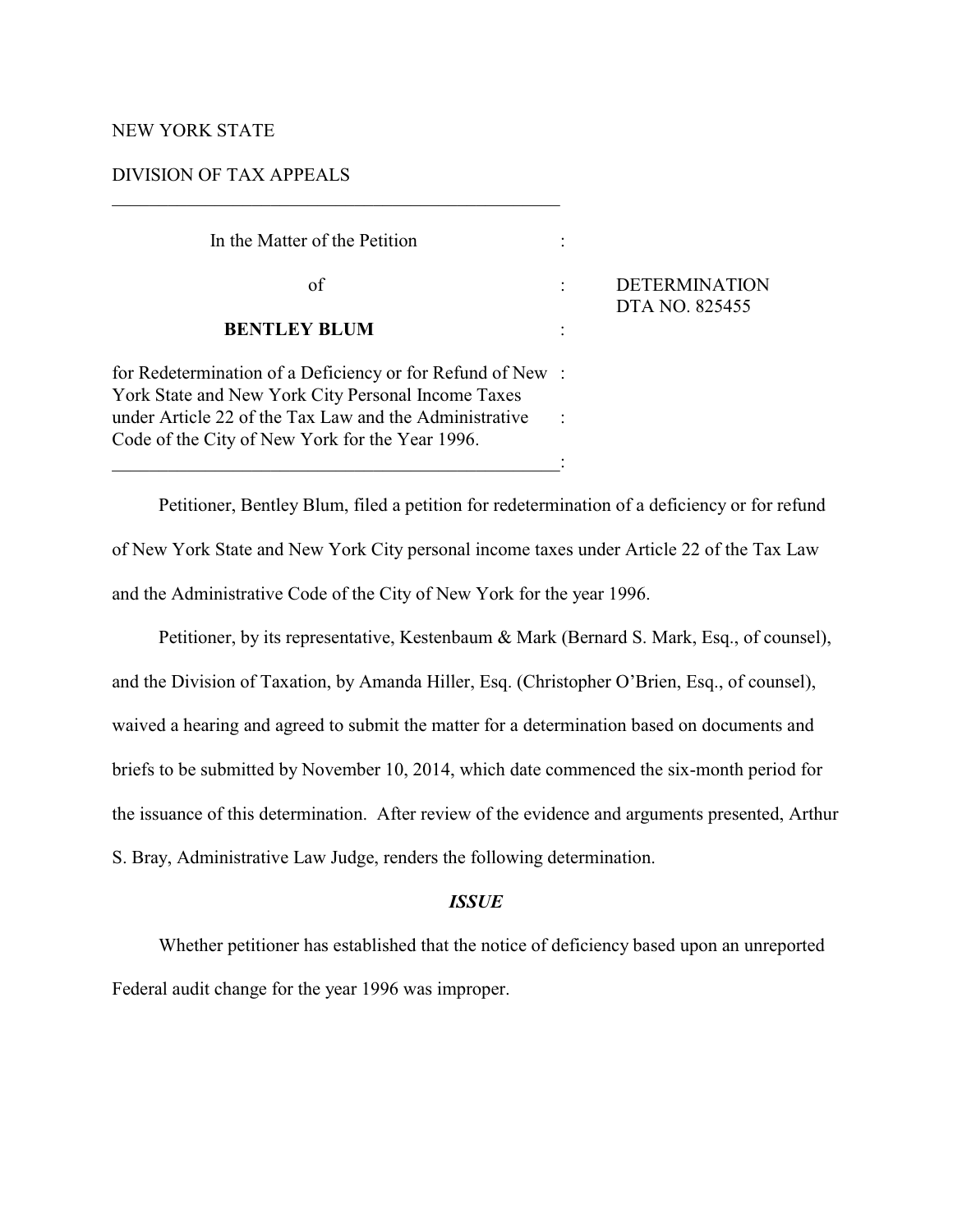NEW YORK STATE

DIVISION OF TAX APPEALS

| | | |
|---|---|---|
| In the Matter of the Petition | : | |
| of | : | DETERMINATION<br>DTA NO. 825455 |
| **BENTLEY BLUM** | : | |
| for Redetermination of a Deficiency or for Refund of New York State and New York City Personal Income Taxes under Article 22 of the Tax Law and the Administrative Code of the City of New York for the Year 1996. | : | |

Petitioner, Bentley Blum, filed a petition for redetermination of a deficiency or for refund of New York State and New York City personal income taxes under Article 22 of the Tax Law and the Administrative Code of the City of New York for the year 1996.

Petitioner, by its representative, Kestenbaum & Mark (Bernard S. Mark, Esq., of counsel), and the Division of Taxation, by Amanda Hiller, Esq. (Christopher O'Brien, Esq., of counsel), waived a hearing and agreed to submit the matter for a determination based on documents and briefs to be submitted by November 10, 2014, which date commenced the six-month period for the issuance of this determination. After review of the evidence and arguments presented, Arthur S. Bray, Administrative Law Judge, renders the following determination.

## *ISSUE*

Whether petitioner has established that the notice of deficiency based upon an unreported Federal audit change for the year 1996 was improper.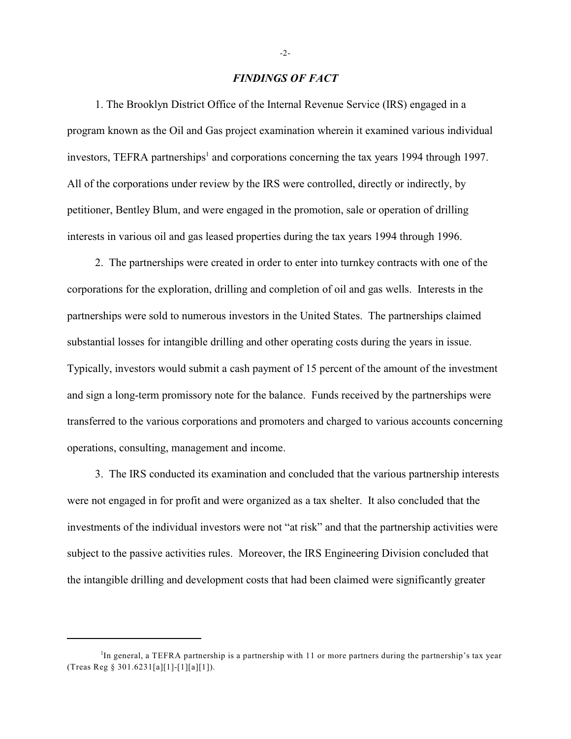## *FINDINGS OF FACT*

1. The Brooklyn District Office of the Internal Revenue Service (IRS) engaged in a program known as the Oil and Gas project examination wherein it examined various individual investors, TEFRA partnerships[1] and corporations concerning the tax years 1994 through 1997. All of the corporations under review by the IRS were controlled, directly or indirectly, by petitioner, Bentley Blum, and were engaged in the promotion, sale or operation of drilling interests in various oil and gas leased properties during the tax years 1994 through 1996.

2. The partnerships were created in order to enter into turnkey contracts with one of the corporations for the exploration, drilling and completion of oil and gas wells. Interests in the partnerships were sold to numerous investors in the United States. The partnerships claimed substantial losses for intangible drilling and other operating costs during the years in issue. Typically, investors would submit a cash payment of 15 percent of the amount of the investment and sign a long-term promissory note for the balance. Funds received by the partnerships were transferred to the various corporations and promoters and charged to various accounts concerning operations, consulting, management and income.

3. The IRS conducted its examination and concluded that the various partnership interests were not engaged in for profit and were organized as a tax shelter. It also concluded that the investments of the individual investors were not "at risk" and that the partnership activities were subject to the passive activities rules. Moreover, the IRS Engineering Division concluded that the intangible drilling and development costs that had been claimed were significantly greater

---

[1]In general, a TEFRA partnership is a partnership with 11 or more partners during the partnership's tax year (Treas Reg § 301.6231[a][1]-[1][a][1]).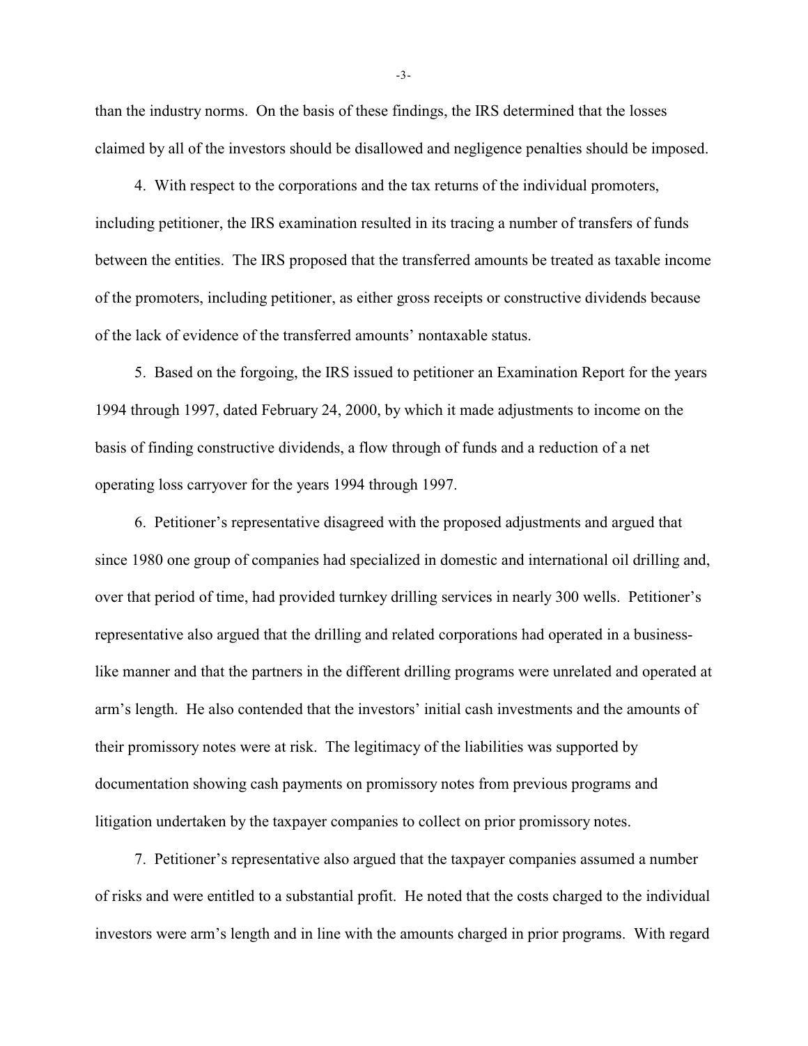than the industry norms. On the basis of these findings, the IRS determined that the losses claimed by all of the investors should be disallowed and negligence penalties should be imposed.

4. With respect to the corporations and the tax returns of the individual promoters, including petitioner, the IRS examination resulted in its tracing a number of transfers of funds between the entities. The IRS proposed that the transferred amounts be treated as taxable income of the promoters, including petitioner, as either gross receipts or constructive dividends because of the lack of evidence of the transferred amounts' nontaxable status.

5. Based on the forgoing, the IRS issued to petitioner an Examination Report for the years 1994 through 1997, dated February 24, 2000, by which it made adjustments to income on the basis of finding constructive dividends, a flow through of funds and a reduction of a net operating loss carryover for the years 1994 through 1997.

6. Petitioner's representative disagreed with the proposed adjustments and argued that since 1980 one group of companies had specialized in domestic and international oil drilling and, over that period of time, had provided turnkey drilling services in nearly 300 wells. Petitioner's representative also argued that the drilling and related corporations had operated in a business-like manner and that the partners in the different drilling programs were unrelated and operated at arm's length. He also contended that the investors' initial cash investments and the amounts of their promissory notes were at risk. The legitimacy of the liabilities was supported by documentation showing cash payments on promissory notes from previous programs and litigation undertaken by the taxpayer companies to collect on prior promissory notes.

7. Petitioner's representative also argued that the taxpayer companies assumed a number of risks and were entitled to a substantial profit. He noted that the costs charged to the individual investors were arm's length and in line with the amounts charged in prior programs. With regard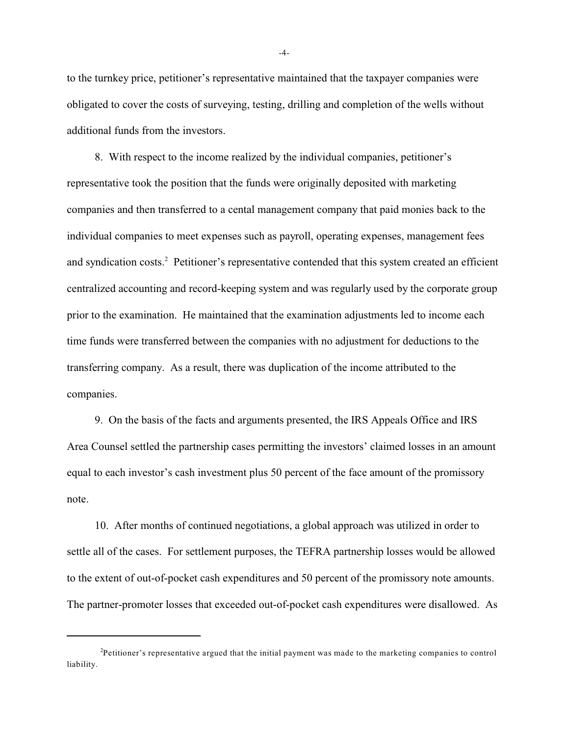to the turnkey price, petitioner's representative maintained that the taxpayer companies were obligated to cover the costs of surveying, testing, drilling and completion of the wells without additional funds from the investors.

8. With respect to the income realized by the individual companies, petitioner's representative took the position that the funds were originally deposited with marketing companies and then transferred to a cental management company that paid monies back to the individual companies to meet expenses such as payroll, operating expenses, management fees and syndication costs.[2] Petitioner's representative contended that this system created an efficient centralized accounting and record-keeping system and was regularly used by the corporate group prior to the examination. He maintained that the examination adjustments led to income each time funds were transferred between the companies with no adjustment for deductions to the transferring company. As a result, there was duplication of the income attributed to the companies.

9. On the basis of the facts and arguments presented, the IRS Appeals Office and IRS Area Counsel settled the partnership cases permitting the investors' claimed losses in an amount equal to each investor's cash investment plus 50 percent of the face amount of the promissory note.

10. After months of continued negotiations, a global approach was utilized in order to settle all of the cases. For settlement purposes, the TEFRA partnership losses would be allowed to the extent of out-of-pocket cash expenditures and 50 percent of the promissory note amounts. The partner-promoter losses that exceeded out-of-pocket cash expenditures were disallowed. As

---

[2] Petitioner's representative argued that the initial payment was made to the marketing companies to control liability.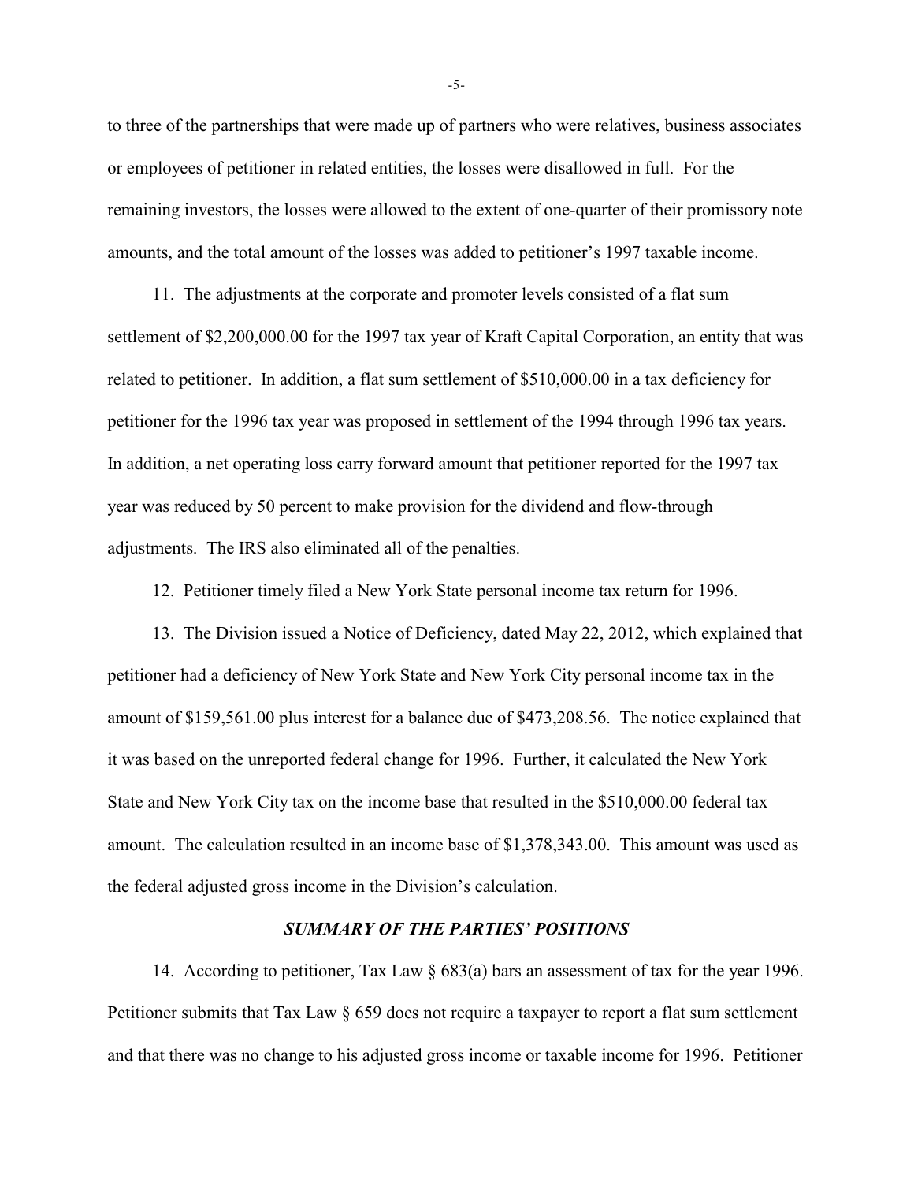to three of the partnerships that were made up of partners who were relatives, business associates or employees of petitioner in related entities, the losses were disallowed in full. For the remaining investors, the losses were allowed to the extent of one-quarter of their promissory note amounts, and the total amount of the losses was added to petitioner's 1997 taxable income.

11. The adjustments at the corporate and promoter levels consisted of a flat sum settlement of $2,200,000.00 for the 1997 tax year of Kraft Capital Corporation, an entity that was related to petitioner. In addition, a flat sum settlement of $510,000.00 in a tax deficiency for petitioner for the 1996 tax year was proposed in settlement of the 1994 through 1996 tax years. In addition, a net operating loss carry forward amount that petitioner reported for the 1997 tax year was reduced by 50 percent to make provision for the dividend and flow-through adjustments. The IRS also eliminated all of the penalties.

12. Petitioner timely filed a New York State personal income tax return for 1996.

13. The Division issued a Notice of Deficiency, dated May 22, 2012, which explained that petitioner had a deficiency of New York State and New York City personal income tax in the amount of $159,561.00 plus interest for a balance due of $473,208.56. The notice explained that it was based on the unreported federal change for 1996. Further, it calculated the New York State and New York City tax on the income base that resulted in the $510,000.00 federal tax amount. The calculation resulted in an income base of $1,378,343.00. This amount was used as the federal adjusted gross income in the Division's calculation.

### *SUMMARY OF THE PARTIES' POSITIONS*

14. According to petitioner, Tax Law § 683(a) bars an assessment of tax for the year 1996. Petitioner submits that Tax Law § 659 does not require a taxpayer to report a flat sum settlement and that there was no change to his adjusted gross income or taxable income for 1996. Petitioner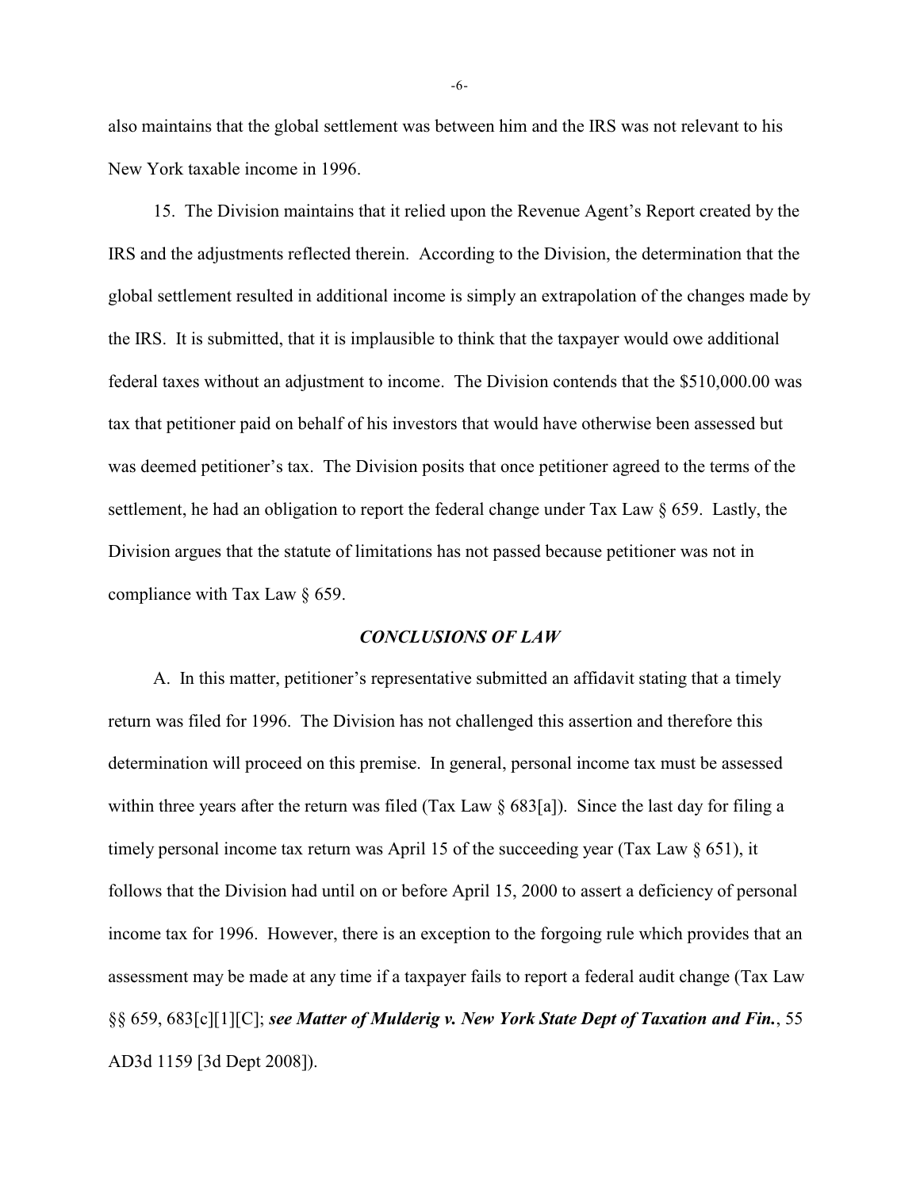also maintains that the global settlement was between him and the IRS was not relevant to his New York taxable income in 1996.

15. The Division maintains that it relied upon the Revenue Agent's Report created by the IRS and the adjustments reflected therein. According to the Division, the determination that the global settlement resulted in additional income is simply an extrapolation of the changes made by the IRS. It is submitted, that it is implausible to think that the taxpayer would owe additional federal taxes without an adjustment to income. The Division contends that the $510,000.00 was tax that petitioner paid on behalf of his investors that would have otherwise been assessed but was deemed petitioner's tax. The Division posits that once petitioner agreed to the terms of the settlement, he had an obligation to report the federal change under Tax Law § 659. Lastly, the Division argues that the statute of limitations has not passed because petitioner was not in compliance with Tax Law § 659.

### *CONCLUSIONS OF LAW*

A. In this matter, petitioner's representative submitted an affidavit stating that a timely return was filed for 1996. The Division has not challenged this assertion and therefore this determination will proceed on this premise. In general, personal income tax must be assessed within three years after the return was filed (Tax Law § 683[a]). Since the last day for filing a timely personal income tax return was April 15 of the succeeding year (Tax Law § 651), it follows that the Division had until on or before April 15, 2000 to assert a deficiency of personal income tax for 1996. However, there is an exception to the forgoing rule which provides that an assessment may be made at any time if a taxpayer fails to report a federal audit change (Tax Law §§ 659, 683[c][1][C]; ***see Matter of Mulderig v. New York State Dept of Taxation and Fin.***, 55 AD3d 1159 [3d Dept 2008]).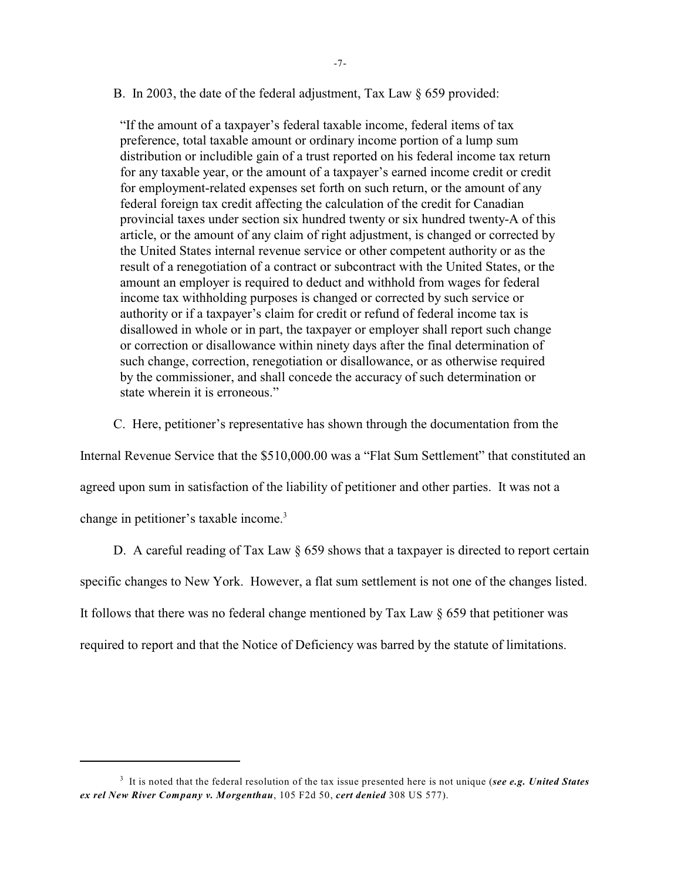B. In 2003, the date of the federal adjustment, Tax Law § 659 provided:

> "If the amount of a taxpayer's federal taxable income, federal items of tax preference, total taxable amount or ordinary income portion of a lump sum distribution or includible gain of a trust reported on his federal income tax return for any taxable year, or the amount of a taxpayer's earned income credit or credit for employment-related expenses set forth on such return, or the amount of any federal foreign tax credit affecting the calculation of the credit for Canadian provincial taxes under section six hundred twenty or six hundred twenty-A of this article, or the amount of any claim of right adjustment, is changed or corrected by the United States internal revenue service or other competent authority or as the result of a renegotiation of a contract or subcontract with the United States, or the amount an employer is required to deduct and withhold from wages for federal income tax withholding purposes is changed or corrected by such service or authority or if a taxpayer's claim for credit or refund of federal income tax is disallowed in whole or in part, the taxpayer or employer shall report such change or correction or disallowance within ninety days after the final determination of such change, correction, renegotiation or disallowance, or as otherwise required by the commissioner, and shall concede the accuracy of such determination or state wherein it is erroneous."

C. Here, petitioner's representative has shown through the documentation from the Internal Revenue Service that the $510,000.00 was a "Flat Sum Settlement" that constituted an agreed upon sum in satisfaction of the liability of petitioner and other parties. It was not a change in petitioner's taxable income.[3]

D. A careful reading of Tax Law § 659 shows that a taxpayer is directed to report certain specific changes to New York. However, a flat sum settlement is not one of the changes listed. It follows that there was no federal change mentioned by Tax Law § 659 that petitioner was required to report and that the Notice of Deficiency was barred by the statute of limitations.

---

[3] It is noted that the federal resolution of the tax issue presented here is not unique (***see e.g. United States ex rel New River Company v. Morgenthau***, 105 F2d 50, ***cert denied*** 308 US 577).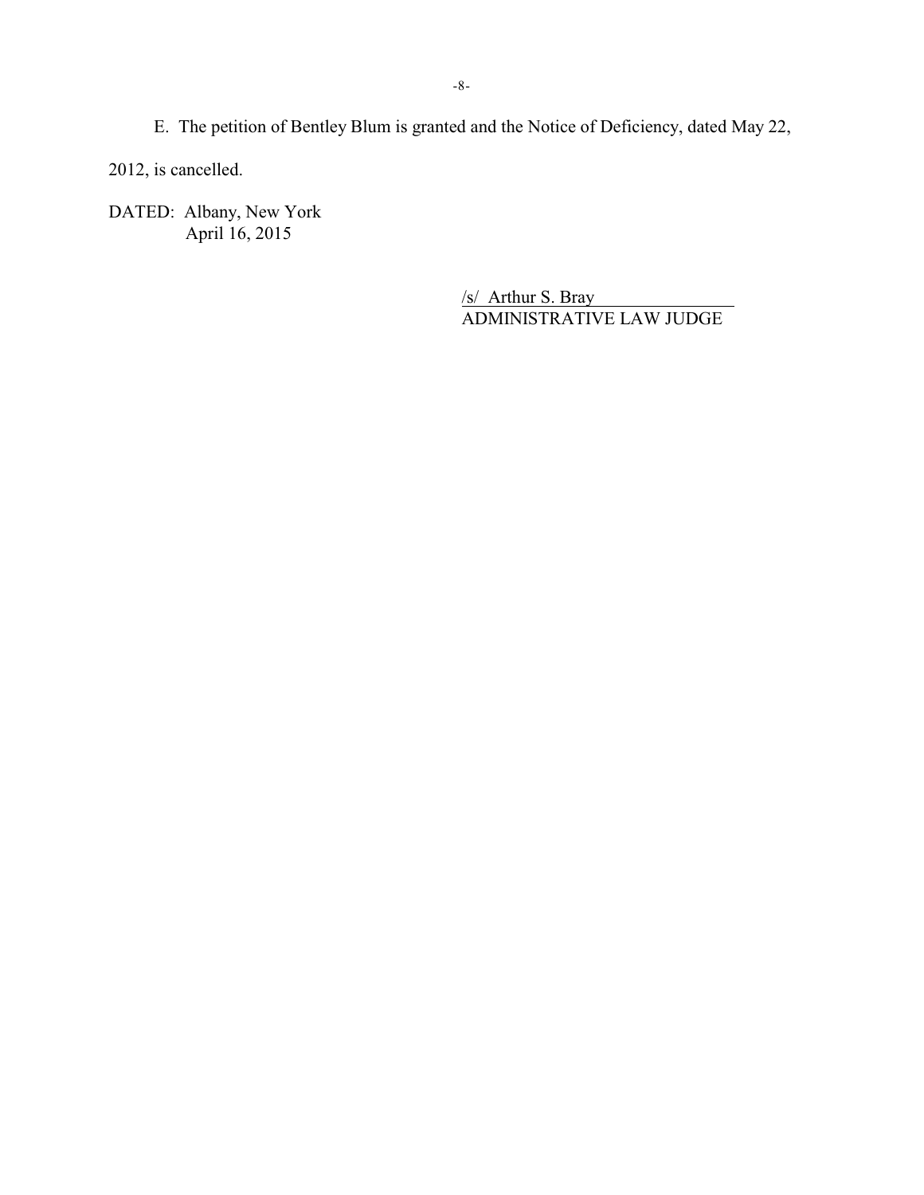E. The petition of Bentley Blum is granted and the Notice of Deficiency, dated May 22, 2012, is cancelled.

DATED: Albany, New York
April 16, 2015

/s/ Arthur S. Bray
ADMINISTRATIVE LAW JUDGE